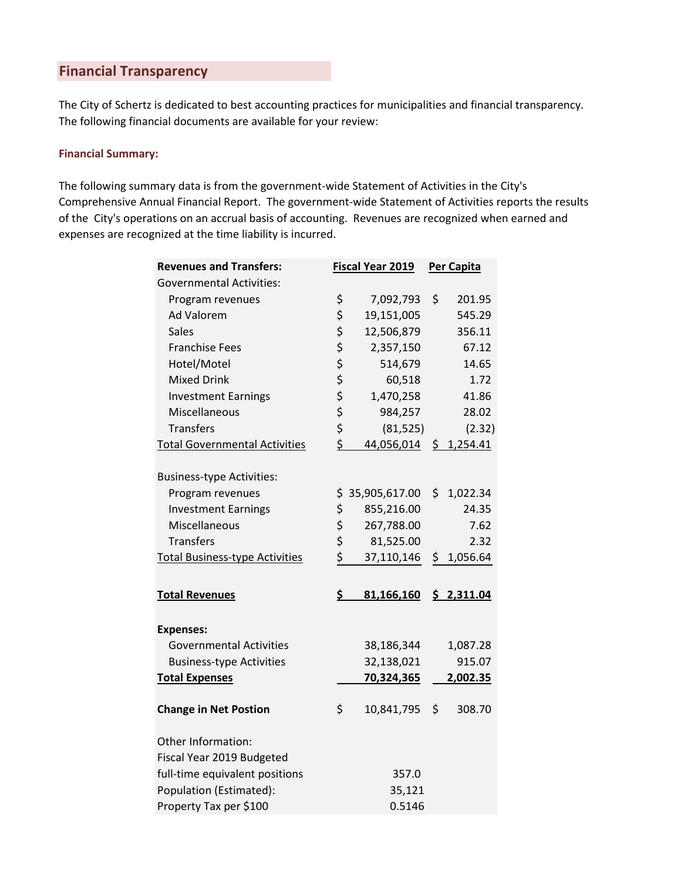## Financial Transparency

The City of Schertz is dedicated to best accounting practices for municipalities and financial transparency. The following financial documents are available for your review:

### Financial Summary:

The following summary data is from the government-wide Statement of Activities in the City's Comprehensive Annual Financial Report. The government-wide Statement of Activities reports the results of the City's operations on an accrual basis of accounting. Revenues are recognized when earned and expenses are recognized at the time liability is incurred.

| Revenues and Transfers: | Fiscal Year 2019 | Per Capita |
|---|---|---|
| Governmental Activities: | | |
| Program revenues | $ 7,092,793 | $ 201.95 |
| Ad Valorem | $ 19,151,005 | 545.29 |
| Sales | $ 12,506,879 | 356.11 |
| Franchise Fees | $ 2,357,150 | 67.12 |
| Hotel/Motel | $ 514,679 | 14.65 |
| Mixed Drink | $ 60,518 | 1.72 |
| Investment Earnings | $ 1,470,258 | 41.86 |
| Miscellaneous | $ 984,257 | 28.02 |
| Transfers | $ (81,525) | (2.32) |
| Total Governmental Activities | $ 44,056,014 | $ 1,254.41 |
| | | |
| Business-type Activities: | | |
| Program revenues | $ 35,905,617.00 | $ 1,022.34 |
| Investment Earnings | $ 855,216.00 | 24.35 |
| Miscellaneous | $ 267,788.00 | 7.62 |
| Transfers | $ 81,525.00 | 2.32 |
| Total Business-type Activities | $ 37,110,146 | $ 1,056.64 |
| | | |
| **Total Revenues** | **$ 81,166,160** | **$ 2,311.04** |
| | | |
| **Expenses:** | | |
| Governmental Activities | 38,186,344 | 1,087.28 |
| Business-type Activities | 32,138,021 | 915.07 |
| **Total Expenses** | **70,324,365** | **2,002.35** |
| | | |
| **Change in Net Postion** | $ 10,841,795 | $ 308.70 |
| | | |
| Other Information: | | |
| Fiscal Year 2019 Budgeted full-time equivalent positions | 357.0 | |
| Population (Estimated): | 35,121 | |
| Property Tax per $100 | 0.5146 | |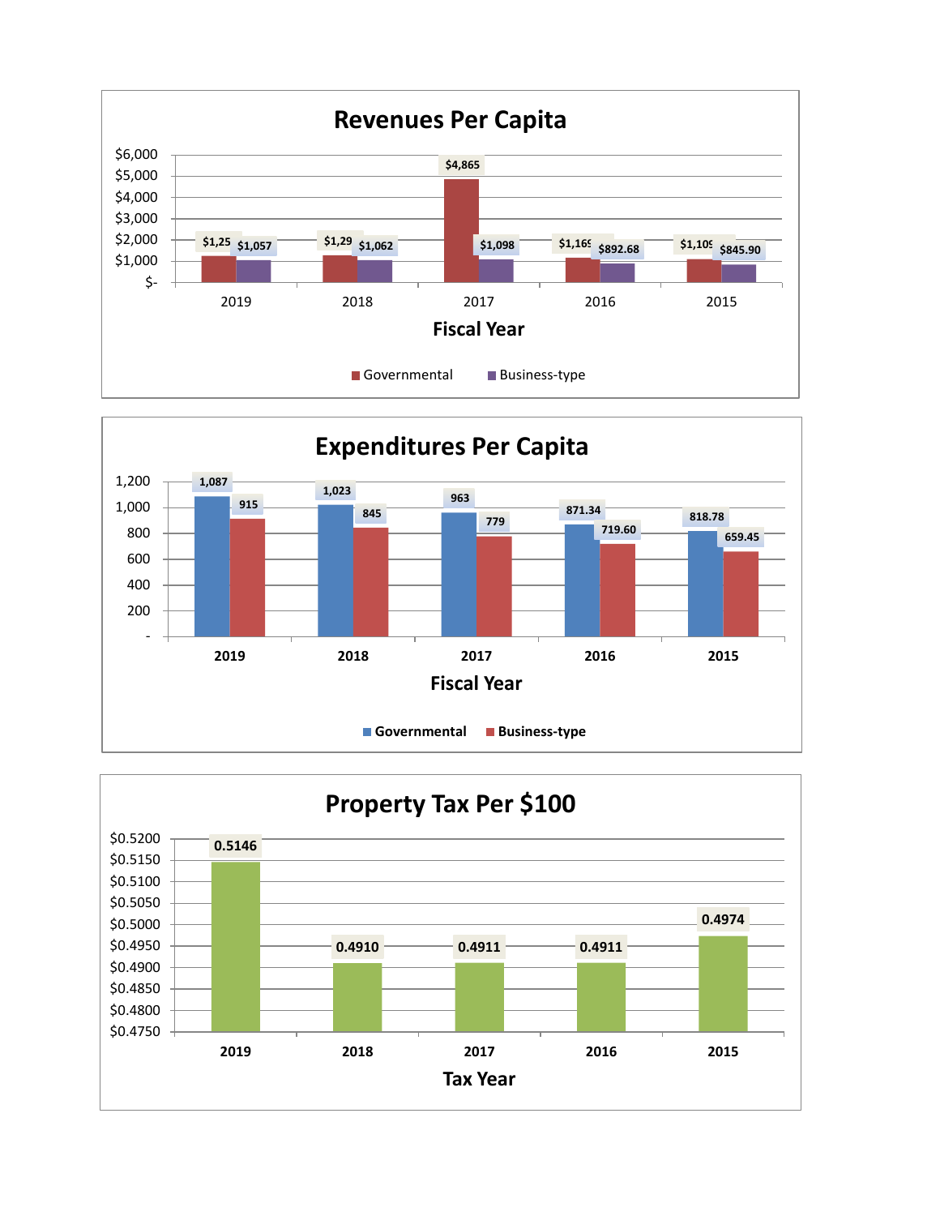## Revenues Per Capita

| Fiscal Year | Governmental | Business-type |
|---|---|---|
| 2019 | $1,25 | $1,057 |
| 2018 | $1,29 | $1,062 |
| 2017 | $4,865 | $1,098 |
| 2016 | $1,16 | $892.68 |
| 2015 | $1,10 | $845.90 |

## Expenditures Per Capita

| Fiscal Year | Governmental | Business-type |
|---|---|---|
| 2019 | 1,087 | 915 |
| 2018 | 1,023 | 845 |
| 2017 | 963 | 779 |
| 2016 | 871.34 | 719.60 |
| 2015 | 818.78 | 659.45 |

## Property Tax Per $100

| Tax Year | Rate |
|---|---|
| 2019 | 0.5146 |
| 2018 | 0.4910 |
| 2017 | 0.4911 |
| 2016 | 0.4911 |
| 2015 | 0.4974 |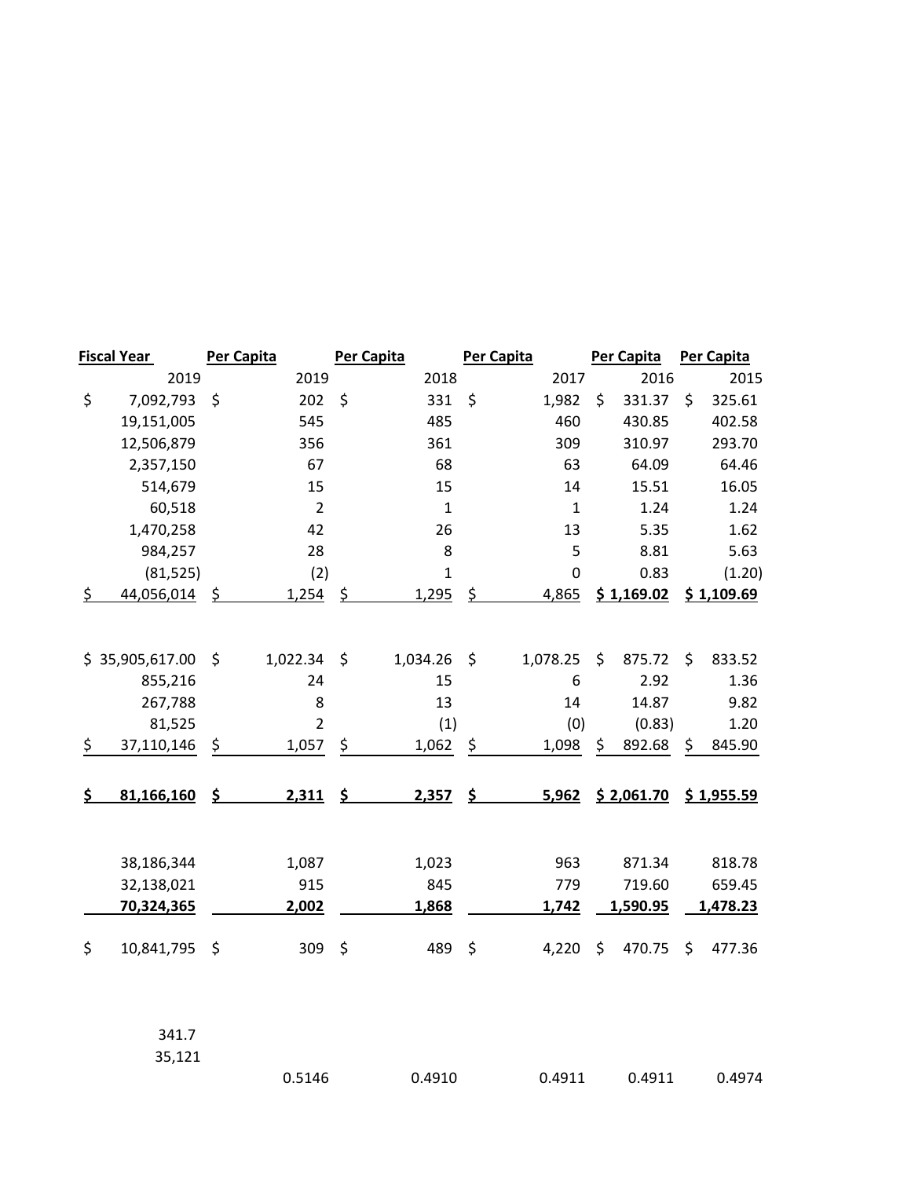| Fiscal Year 2019 | Per Capita 2019 | Per Capita 2018 | Per Capita 2017 | Per Capita 2016 | Per Capita 2015 |
|---|---|---|---|---|---|
| $ 7,092,793 | $ 202 | $ 331 | $ 1,982 | $ 331.37 | $ 325.61 |
| 19,151,005 | 545 | 485 | 460 | 430.85 | 402.58 |
| 12,506,879 | 356 | 361 | 309 | 310.97 | 293.70 |
| 2,357,150 | 67 | 68 | 63 | 64.09 | 64.46 |
| 514,679 | 15 | 15 | 14 | 15.51 | 16.05 |
| 60,518 | 2 | 1 | 1 | 1.24 | 1.24 |
| 1,470,258 | 42 | 26 | 13 | 5.35 | 1.62 |
| 984,257 | 28 | 8 | 5 | 8.81 | 5.63 |
| (81,525) | (2) | 1 | 0 | 0.83 | (1.20) |
| $ 44,056,014 | $ 1,254 | $ 1,295 | $ 4,865 | **$ 1,169.02** | **$ 1,109.69** |
| | | | | | |
| $ 35,905,617.00 | $ 1,022.34 | $ 1,034.26 | $ 1,078.25 | $ 875.72 | $ 833.52 |
| 855,216 | 24 | 15 | 6 | 2.92 | 1.36 |
| 267,788 | 8 | 13 | 14 | 14.87 | 9.82 |
| 81,525 | 2 | (1) | (0) | (0.83) | 1.20 |
| $ 37,110,146 | $ 1,057 | $ 1,062 | $ 1,098 | $ 892.68 | $ 845.90 |
| | | | | | |
| **$ 81,166,160** | **$ 2,311** | **$ 2,357** | **$ 5,962** | **$ 2,061.70** | **$ 1,955.59** |
| | | | | | |
| 38,186,344 | 1,087 | 1,023 | 963 | 871.34 | 818.78 |
| 32,138,021 | 915 | 845 | 779 | 719.60 | 659.45 |
| **70,324,365** | **2,002** | **1,868** | **1,742** | **1,590.95** | **1,478.23** |
| | | | | | |
| $ 10,841,795 | $ 309 | $ 489 | $ 4,220 | $ 470.75 | $ 477.36 |
| | | | | | |
| 341.7 | | | | | |
| 35,121 | | | | | |
| | 0.5146 | 0.4910 | 0.4911 | 0.4911 | 0.4974 |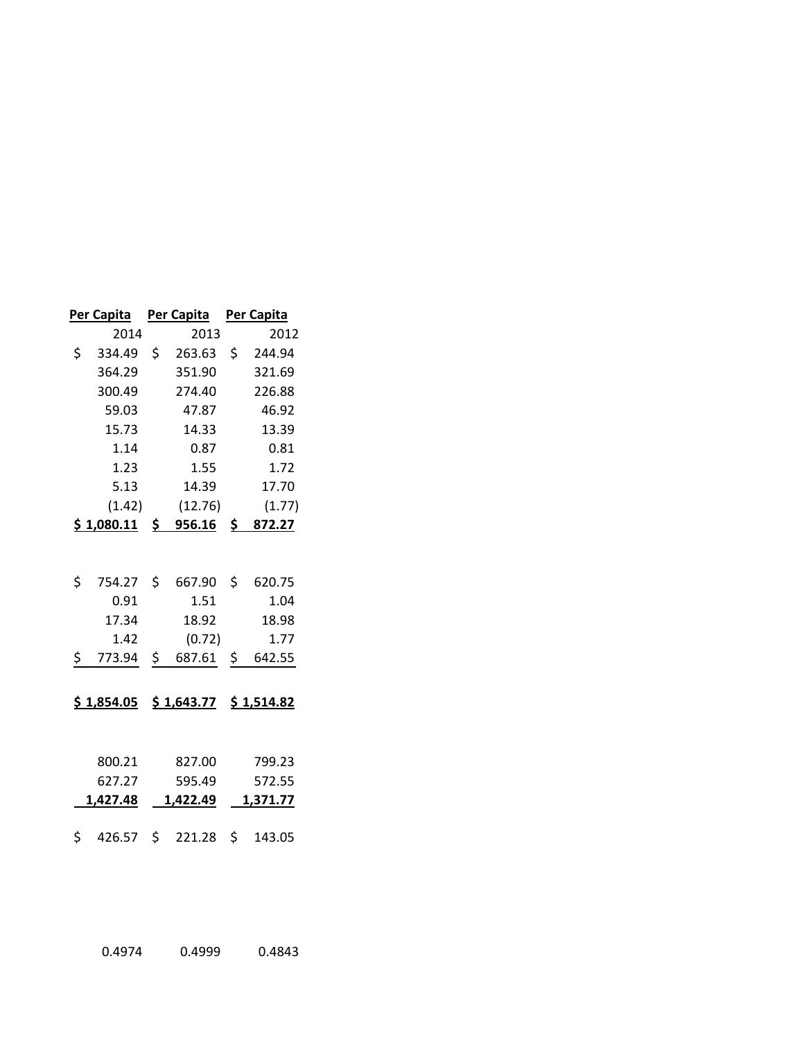| Per Capita 2014 | Per Capita 2013 | Per Capita 2012 |
|---|---|---|
| $ 334.49 | $ 263.63 | $ 244.94 |
| 364.29 | 351.90 | 321.69 |
| 300.49 | 274.40 | 226.88 |
| 59.03 | 47.87 | 46.92 |
| 15.73 | 14.33 | 13.39 |
| 1.14 | 0.87 | 0.81 |
| 1.23 | 1.55 | 1.72 |
| 5.13 | 14.39 | 17.70 |
| (1.42) | (12.76) | (1.77) |
| **$ 1,080.11** | **$ 956.16** | **$ 872.27** |
| | | |
| $ 754.27 | $ 667.90 | $ 620.75 |
| 0.91 | 1.51 | 1.04 |
| 17.34 | 18.92 | 18.98 |
| 1.42 | (0.72) | 1.77 |
| $ 773.94 | $ 687.61 | $ 642.55 |
| | | |
| **$ 1,854.05** | **$ 1,643.77** | **$ 1,514.82** |
| | | |
| 800.21 | 827.00 | 799.23 |
| 627.27 | 595.49 | 572.55 |
| 1,427.48 | 1,422.49 | 1,371.77 |
| | | |
| $ 426.57 | $ 221.28 | $ 143.05 |
| | | |
| 0.4974 | 0.4999 | 0.4843 |